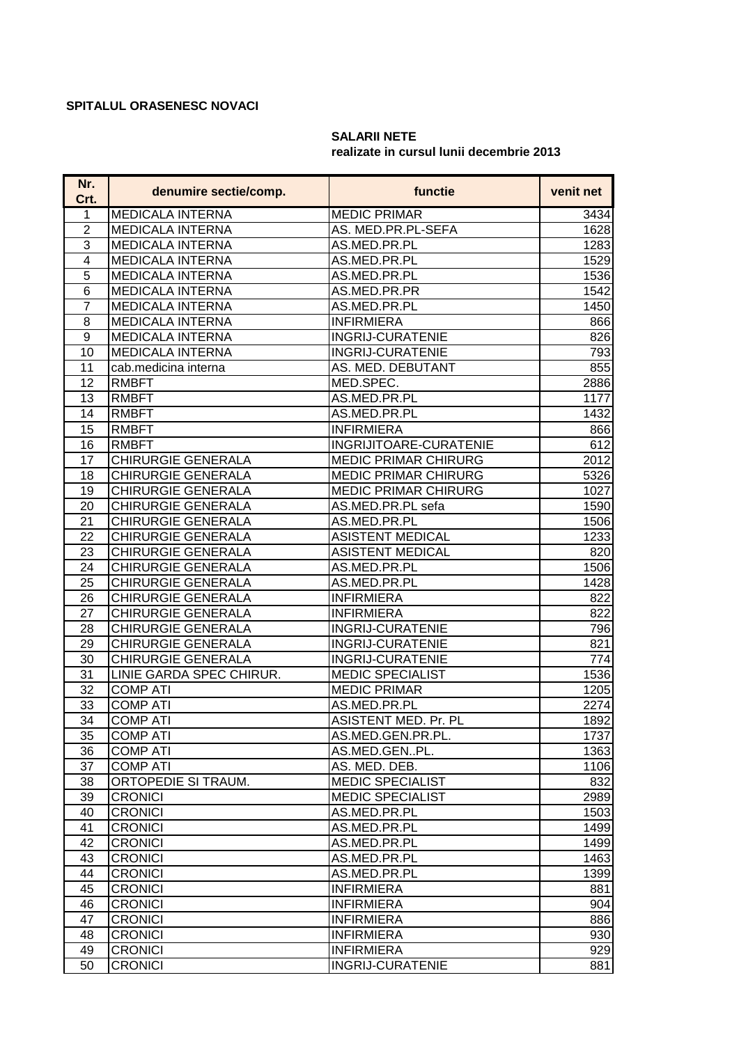**SPITALUL ORASENESC NOVACI**

**SALARII NETE**
**realizate in cursul lunii decembrie 2013**

| Nr. Crt. | denumire sectie/comp. | functie | venit net |
|---|---|---|---|
| 1 | MEDICALA INTERNA | MEDIC PRIMAR | 3434 |
| 2 | MEDICALA INTERNA | AS. MED.PR.PL-SEFA | 1628 |
| 3 | MEDICALA INTERNA | AS.MED.PR.PL | 1283 |
| 4 | MEDICALA INTERNA | AS.MED.PR.PL | 1529 |
| 5 | MEDICALA INTERNA | AS.MED.PR.PL | 1536 |
| 6 | MEDICALA INTERNA | AS.MED.PR.PR | 1542 |
| 7 | MEDICALA INTERNA | AS.MED.PR.PL | 1450 |
| 8 | MEDICALA INTERNA | INFIRMIERA | 866 |
| 9 | MEDICALA INTERNA | INGRIJ-CURATENIE | 826 |
| 10 | MEDICALA INTERNA | INGRIJ-CURATENIE | 793 |
| 11 | cab.medicina interna | AS. MED. DEBUTANT | 855 |
| 12 | RMBFT | MED.SPEC. | 2886 |
| 13 | RMBFT | AS.MED.PR.PL | 1177 |
| 14 | RMBFT | AS.MED.PR.PL | 1432 |
| 15 | RMBFT | INFIRMIERA | 866 |
| 16 | RMBFT | INGRIJITOARE-CURATENIE | 612 |
| 17 | CHIRURGIE GENERALA | MEDIC PRIMAR CHIRURG | 2012 |
| 18 | CHIRURGIE GENERALA | MEDIC PRIMAR CHIRURG | 5326 |
| 19 | CHIRURGIE GENERALA | MEDIC PRIMAR CHIRURG | 1027 |
| 20 | CHIRURGIE GENERALA | AS.MED.PR.PL sefa | 1590 |
| 21 | CHIRURGIE GENERALA | AS.MED.PR.PL | 1506 |
| 22 | CHIRURGIE GENERALA | ASISTENT MEDICAL | 1233 |
| 23 | CHIRURGIE GENERALA | ASISTENT MEDICAL | 820 |
| 24 | CHIRURGIE GENERALA | AS.MED.PR.PL | 1506 |
| 25 | CHIRURGIE GENERALA | AS.MED.PR.PL | 1428 |
| 26 | CHIRURGIE GENERALA | INFIRMIERA | 822 |
| 27 | CHIRURGIE GENERALA | INFIRMIERA | 822 |
| 28 | CHIRURGIE GENERALA | INGRIJ-CURATENIE | 796 |
| 29 | CHIRURGIE GENERALA | INGRIJ-CURATENIE | 821 |
| 30 | CHIRURGIE GENERALA | INGRIJ-CURATENIE | 774 |
| 31 | LINIE GARDA SPEC CHIRUR. | MEDIC SPECIALIST | 1536 |
| 32 | COMP ATI | MEDIC PRIMAR | 1205 |
| 33 | COMP ATI | AS.MED.PR.PL | 2274 |
| 34 | COMP ATI | ASISTENT MED. Pr. PL | 1892 |
| 35 | COMP ATI | AS.MED.GEN.PR.PL. | 1737 |
| 36 | COMP ATI | AS.MED.GEN..PL. | 1363 |
| 37 | COMP ATI | AS. MED. DEB. | 1106 |
| 38 | ORTOPEDIE SI TRAUM. | MEDIC SPECIALIST | 832 |
| 39 | CRONICI | MEDIC SPECIALIST | 2989 |
| 40 | CRONICI | AS.MED.PR.PL | 1503 |
| 41 | CRONICI | AS.MED.PR.PL | 1499 |
| 42 | CRONICI | AS.MED.PR.PL | 1499 |
| 43 | CRONICI | AS.MED.PR.PL | 1463 |
| 44 | CRONICI | AS.MED.PR.PL | 1399 |
| 45 | CRONICI | INFIRMIERA | 881 |
| 46 | CRONICI | INFIRMIERA | 904 |
| 47 | CRONICI | INFIRMIERA | 886 |
| 48 | CRONICI | INFIRMIERA | 930 |
| 49 | CRONICI | INFIRMIERA | 929 |
| 50 | CRONICI | INGRIJ-CURATENIE | 881 |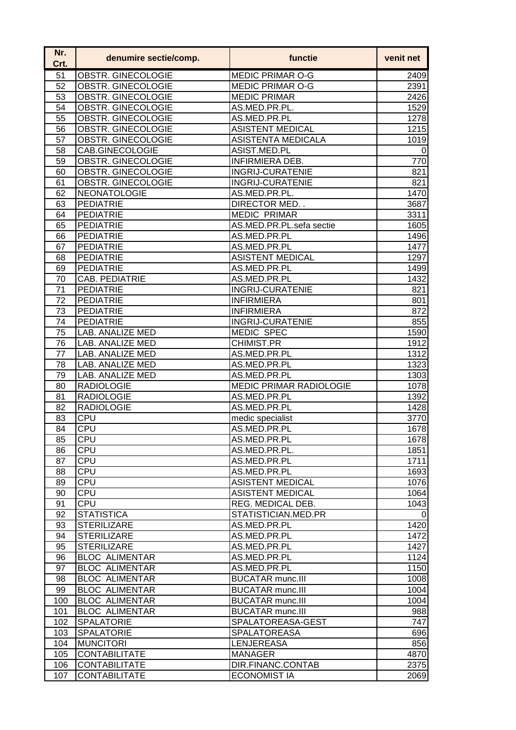| Nr. Crt. | denumire sectie/comp. | functie | venit net |
|---|---|---|---|
| 51 | OBSTR. GINECOLOGIE | MEDIC PRIMAR O-G | 2409 |
| 52 | OBSTR. GINECOLOGIE | MEDIC PRIMAR O-G | 2391 |
| 53 | OBSTR. GINECOLOGIE | MEDIC PRIMAR | 2426 |
| 54 | OBSTR. GINECOLOGIE | AS.MED.PR.PL. | 1529 |
| 55 | OBSTR. GINECOLOGIE | AS.MED.PR.PL | 1278 |
| 56 | OBSTR. GINECOLOGIE | ASISTENT MEDICAL | 1215 |
| 57 | OBSTR. GINECOLOGIE | ASISTENTA MEDICALA | 1019 |
| 58 | CAB.GINECOLOGIE | ASIST.MED.PL | 0 |
| 59 | OBSTR. GINECOLOGIE | INFIRMIERA DEB. | 770 |
| 60 | OBSTR. GINECOLOGIE | INGRIJ-CURATENIE | 821 |
| 61 | OBSTR. GINECOLOGIE | INGRIJ-CURATENIE | 821 |
| 62 | NEONATOLOGIE | AS.MED.PR.PL. | 1470 |
| 63 | PEDIATRIE | DIRECTOR MED. . | 3687 |
| 64 | PEDIATRIE | MEDIC PRIMAR | 3311 |
| 65 | PEDIATRIE | AS.MED.PR.PL.sefa sectie | 1605 |
| 66 | PEDIATRIE | AS.MED.PR.PL | 1496 |
| 67 | PEDIATRIE | AS.MED.PR.PL | 1477 |
| 68 | PEDIATRIE | ASISTENT MEDICAL | 1297 |
| 69 | PEDIATRIE | AS.MED.PR.PL | 1499 |
| 70 | CAB. PEDIATRIE | AS.MED.PR.PL | 1432 |
| 71 | PEDIATRIE | INGRIJ-CURATENIE | 821 |
| 72 | PEDIATRIE | INFIRMIERA | 801 |
| 73 | PEDIATRIE | INFIRMIERA | 872 |
| 74 | PEDIATRIE | INGRIJ-CURATENIE | 855 |
| 75 | LAB. ANALIZE MED | MEDIC SPEC | 1590 |
| 76 | LAB. ANALIZE MED | CHIMIST.PR | 1912 |
| 77 | LAB. ANALIZE MED | AS.MED.PR.PL | 1312 |
| 78 | LAB. ANALIZE MED | AS.MED.PR.PL | 1323 |
| 79 | LAB. ANALIZE MED | AS.MED.PR.PL | 1303 |
| 80 | RADIOLOGIE | MEDIC PRIMAR RADIOLOGIE | 1078 |
| 81 | RADIOLOGIE | AS.MED.PR.PL | 1392 |
| 82 | RADIOLOGIE | AS.MED.PR.PL | 1428 |
| 83 | CPU | medic specialist | 3770 |
| 84 | CPU | AS.MED.PR.PL | 1678 |
| 85 | CPU | AS.MED.PR.PL | 1678 |
| 86 | CPU | AS.MED.PR.PL. | 1851 |
| 87 | CPU | AS.MED.PR.PL | 1711 |
| 88 | CPU | AS.MED.PR.PL | 1693 |
| 89 | CPU | ASISTENT MEDICAL | 1076 |
| 90 | CPU | ASISTENT MEDICAL | 1064 |
| 91 | CPU | REG. MEDICAL DEB. | 1043 |
| 92 | STATISTICA | STATISTICIAN.MED.PR | 0 |
| 93 | STERILIZARE | AS.MED.PR.PL | 1420 |
| 94 | STERILIZARE | AS.MED.PR.PL | 1472 |
| 95 | STERILIZARE | AS.MED.PR.PL | 1427 |
| 96 | BLOC ALIMENTAR | AS.MED.PR.PL | 1124 |
| 97 | BLOC ALIMENTAR | AS.MED.PR.PL | 1150 |
| 98 | BLOC ALIMENTAR | BUCATAR munc.III | 1008 |
| 99 | BLOC ALIMENTAR | BUCATAR munc.III | 1004 |
| 100 | BLOC ALIMENTAR | BUCATAR munc.III | 1004 |
| 101 | BLOC ALIMENTAR | BUCATAR munc.III | 988 |
| 102 | SPALATORIE | SPALATOREASA-GEST | 747 |
| 103 | SPALATORIE | SPALATOREASA | 696 |
| 104 | MUNCITORI | LENJEREASA | 856 |
| 105 | CONTABILITATE | MANAGER | 4870 |
| 106 | CONTABILITATE | DIR.FINANC.CONTAB | 2375 |
| 107 | CONTABILITATE | ECONOMIST IA | 2069 |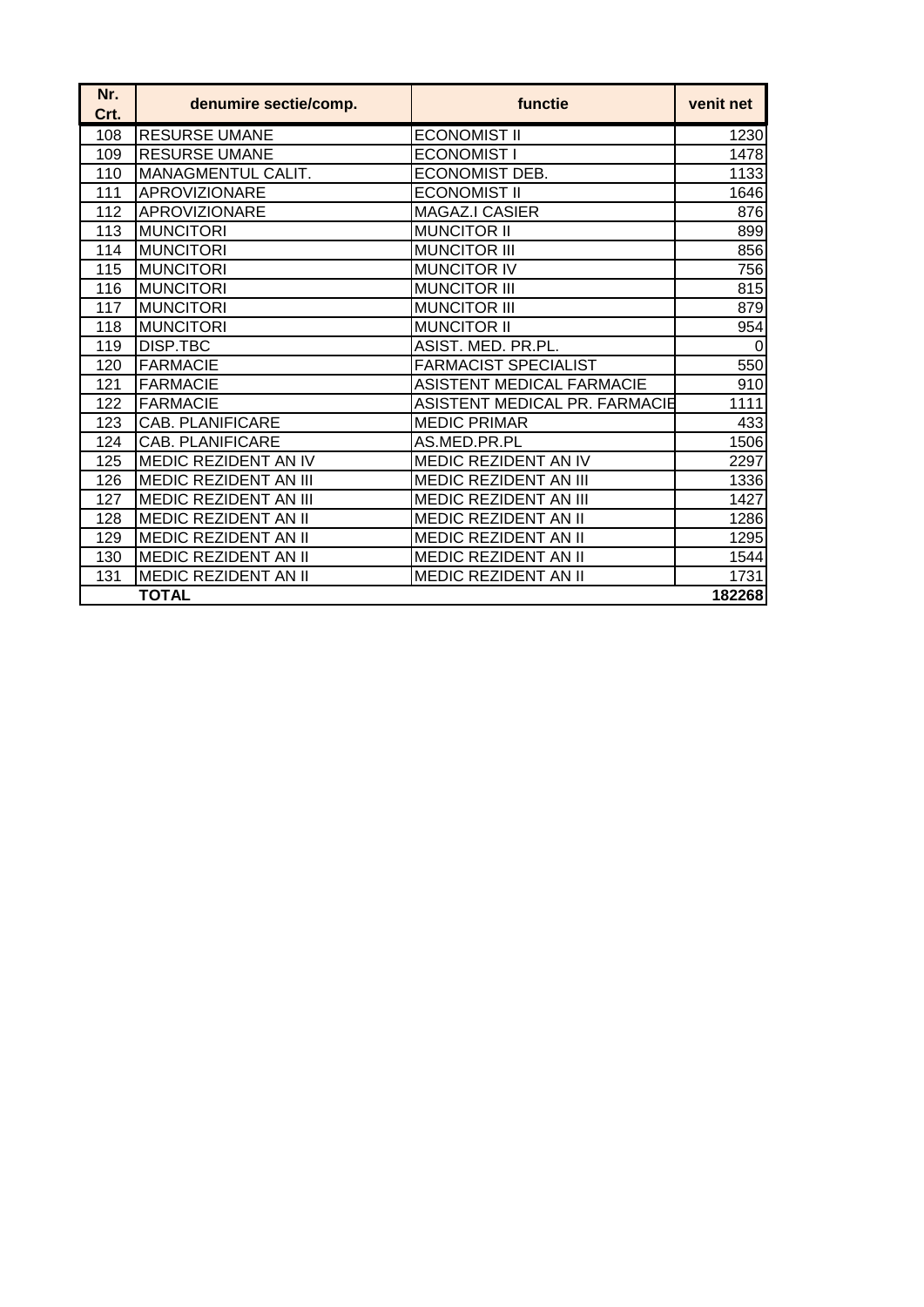| Nr. Crt. | denumire sectie/comp. | functie | venit net |
|---|---|---|---|
| 108 | RESURSE UMANE | ECONOMIST II | 1230 |
| 109 | RESURSE UMANE | ECONOMIST I | 1478 |
| 110 | MANAGMENTUL CALIT. | ECONOMIST DEB. | 1133 |
| 111 | APROVIZIONARE | ECONOMIST II | 1646 |
| 112 | APROVIZIONARE | MAGAZ.I CASIER | 876 |
| 113 | MUNCITORI | MUNCITOR II | 899 |
| 114 | MUNCITORI | MUNCITOR III | 856 |
| 115 | MUNCITORI | MUNCITOR IV | 756 |
| 116 | MUNCITORI | MUNCITOR III | 815 |
| 117 | MUNCITORI | MUNCITOR III | 879 |
| 118 | MUNCITORI | MUNCITOR II | 954 |
| 119 | DISP.TBC | ASIST. MED. PR.PL. | 0 |
| 120 | FARMACIE | FARMACIST SPECIALIST | 550 |
| 121 | FARMACIE | ASISTENT MEDICAL FARMACIE | 910 |
| 122 | FARMACIE | ASISTENT MEDICAL PR. FARMACIE | 1111 |
| 123 | CAB. PLANIFICARE | MEDIC PRIMAR | 433 |
| 124 | CAB. PLANIFICARE | AS.MED.PR.PL | 1506 |
| 125 | MEDIC REZIDENT AN IV | MEDIC REZIDENT AN IV | 2297 |
| 126 | MEDIC REZIDENT AN III | MEDIC REZIDENT AN III | 1336 |
| 127 | MEDIC REZIDENT AN III | MEDIC REZIDENT AN III | 1427 |
| 128 | MEDIC REZIDENT AN II | MEDIC REZIDENT AN II | 1286 |
| 129 | MEDIC REZIDENT AN II | MEDIC REZIDENT AN II | 1295 |
| 130 | MEDIC REZIDENT AN II | MEDIC REZIDENT AN II | 1544 |
| 131 | MEDIC REZIDENT AN II | MEDIC REZIDENT AN II | 1731 |
| | **TOTAL** | | **182268** |